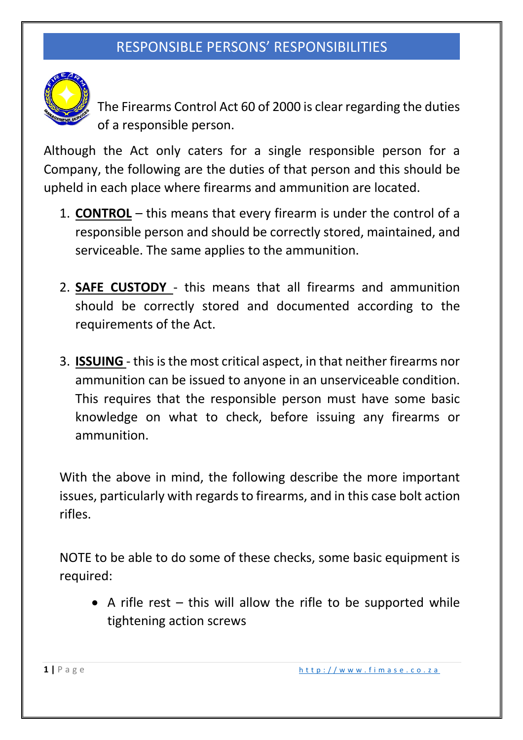# RESPONSIBLE PERSONS' RESPONSIBILITIES

The Firearms Control Act 60 of 2000 is clear regarding the duties of a responsible person.

Although the Act only caters for a single responsible person for a Company, the following are the duties of that person and this should be upheld in each place where firearms and ammunition are located.

1. **CONTROL** – this means that every firearm is under the control of a responsible person and should be correctly stored, maintained, and serviceable. The same applies to the ammunition.

2. **SAFE CUSTODY** - this means that all firearms and ammunition should be correctly stored and documented according to the requirements of the Act.

3. **ISSUING** - this is the most critical aspect, in that neither firearms nor ammunition can be issued to anyone in an unserviceable condition. This requires that the responsible person must have some basic knowledge on what to check, before issuing any firearms or ammunition.

With the above in mind, the following describe the more important issues, particularly with regards to firearms, and in this case bolt action rifles.

NOTE to be able to do some of these checks, some basic equipment is required:

- A rifle rest – this will allow the rifle to be supported while tightening action screws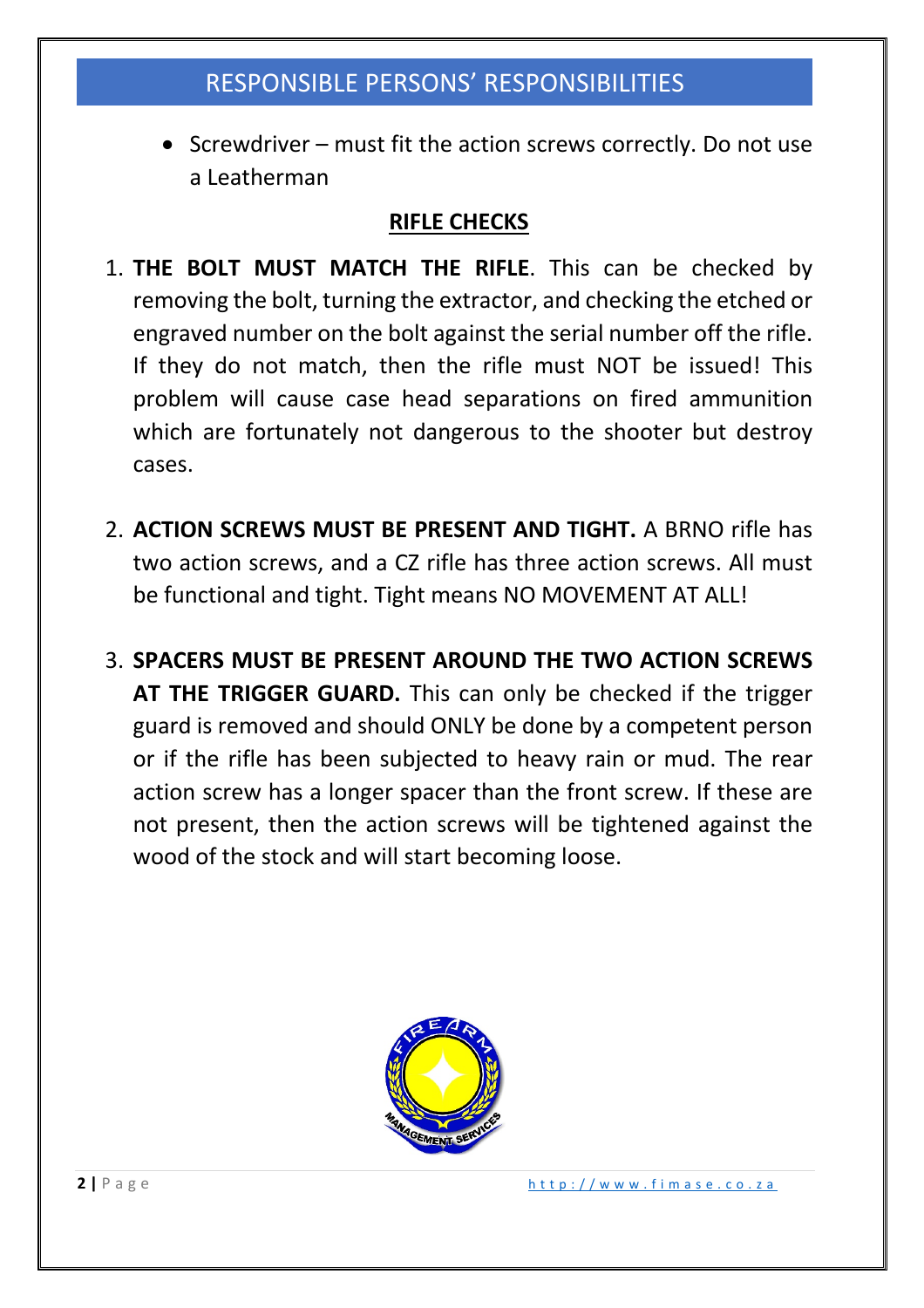## RESPONSIBLE PERSONS' RESPONSIBILITIES

- Screwdriver – must fit the action screws correctly. Do not use a Leatherman

### RIFLE CHECKS

1. **THE BOLT MUST MATCH THE RIFLE**. This can be checked by removing the bolt, turning the extractor, and checking the etched or engraved number on the bolt against the serial number off the rifle. If they do not match, then the rifle must NOT be issued! This problem will cause case head separations on fired ammunition which are fortunately not dangerous to the shooter but destroy cases.

2. **ACTION SCREWS MUST BE PRESENT AND TIGHT.** A BRNO rifle has two action screws, and a CZ rifle has three action screws. All must be functional and tight. Tight means NO MOVEMENT AT ALL!

3. **SPACERS MUST BE PRESENT AROUND THE TWO ACTION SCREWS AT THE TRIGGER GUARD.** This can only be checked if the trigger guard is removed and should ONLY be done by a competent person or if the rifle has been subjected to heavy rain or mud. The rear action screw has a longer spacer than the front screw. If these are not present, then the action screws will be tightened against the wood of the stock and will start becoming loose.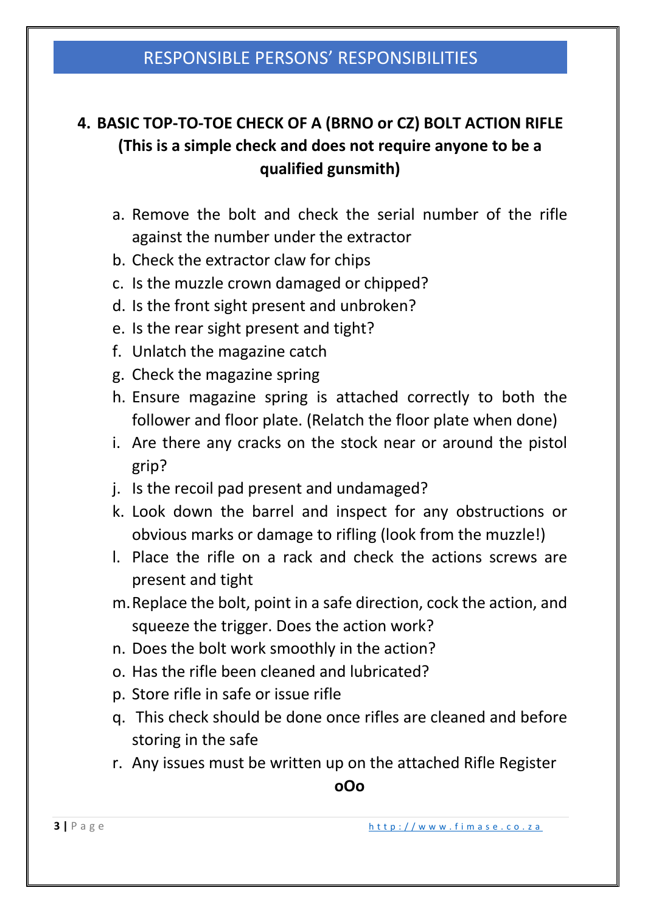# RESPONSIBLE PERSONS' RESPONSIBILITIES

## 4. BASIC TOP-TO-TOE CHECK OF A (BRNO or CZ) BOLT ACTION RIFLE (This is a simple check and does not require anyone to be a qualified gunsmith)

a. Remove the bolt and check the serial number of the rifle against the number under the extractor
b. Check the extractor claw for chips
c. Is the muzzle crown damaged or chipped?
d. Is the front sight present and unbroken?
e. Is the rear sight present and tight?
f. Unlatch the magazine catch
g. Check the magazine spring
h. Ensure magazine spring is attached correctly to both the follower and floor plate. (Relatch the floor plate when done)
i. Are there any cracks on the stock near or around the pistol grip?
j. Is the recoil pad present and undamaged?
k. Look down the barrel and inspect for any obstructions or obvious marks or damage to rifling (look from the muzzle!)
l. Place the rifle on a rack and check the actions screws are present and tight
m. Replace the bolt, point in a safe direction, cock the action, and squeeze the trigger. Does the action work?
n. Does the bolt work smoothly in the action?
o. Has the rifle been cleaned and lubricated?
p. Store rifle in safe or issue rifle
q. This check should be done once rifles are cleaned and before storing in the safe
r. Any issues must be written up on the attached Rifle Register

**oOo**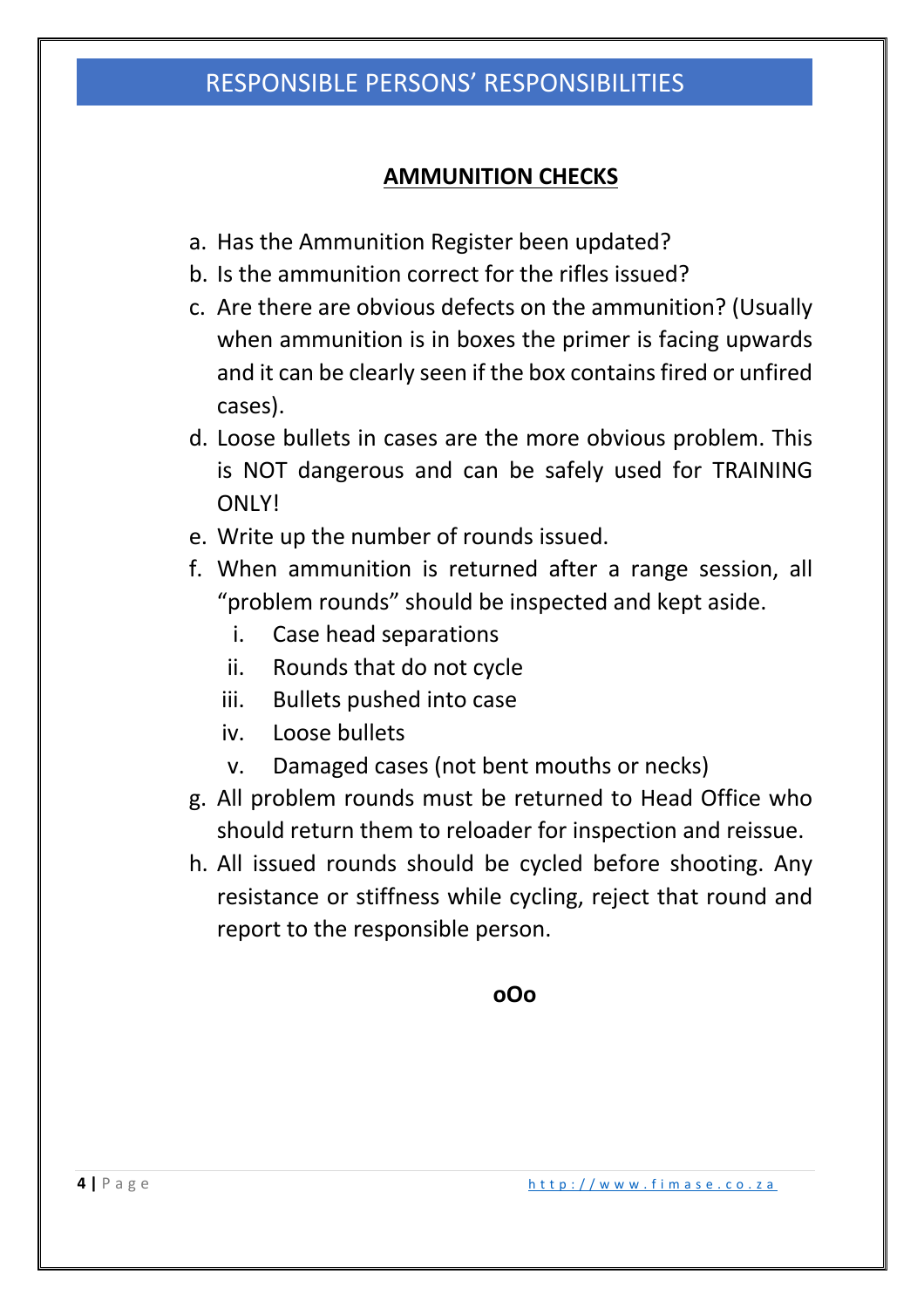# RESPONSIBLE PERSONS' RESPONSIBILITIES

## **AMMUNITION CHECKS**

a. Has the Ammunition Register been updated?
b. Is the ammunition correct for the rifles issued?
c. Are there are obvious defects on the ammunition? (Usually when ammunition is in boxes the primer is facing upwards and it can be clearly seen if the box contains fired or unfired cases).
d. Loose bullets in cases are the more obvious problem. This is NOT dangerous and can be safely used for TRAINING ONLY!
e. Write up the number of rounds issued.
f. When ammunition is returned after a range session, all "problem rounds" should be inspected and kept aside.
   i. Case head separations
   ii. Rounds that do not cycle
   iii. Bullets pushed into case
   iv. Loose bullets
   v. Damaged cases (not bent mouths or necks)
g. All problem rounds must be returned to Head Office who should return them to reloader for inspection and reissue.
h. All issued rounds should be cycled before shooting. Any resistance or stiffness while cycling, reject that round and report to the responsible person.

**oOo**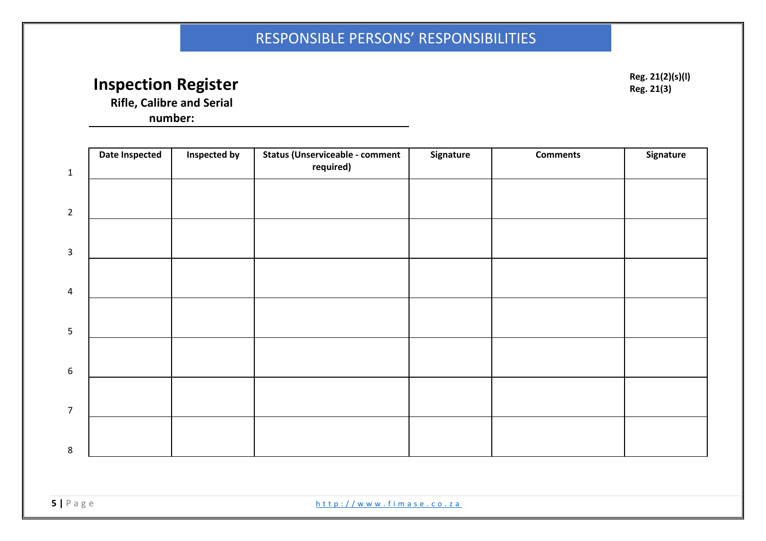RESPONSIBLE PERSONS' RESPONSIBILITIES

# Inspection Register

**Reg. 21(2)(s)(l)**
**Reg. 21(3)**

**Rifle, Calibre and Serial number:** ______________________________

| | Date Inspected | Inspected by | Status (Unserviceable - comment required) | Signature | Comments | Signature |
|---|---|---|---|---|---|---|
| 1 | | | | | | |
| 2 | | | | | | |
| 3 | | | | | | |
| 4 | | | | | | |
| 5 | | | | | | |
| 6 | | | | | | |
| 7 | | | | | | |
| 8 | | | | | | |

http://www.fimase.co.za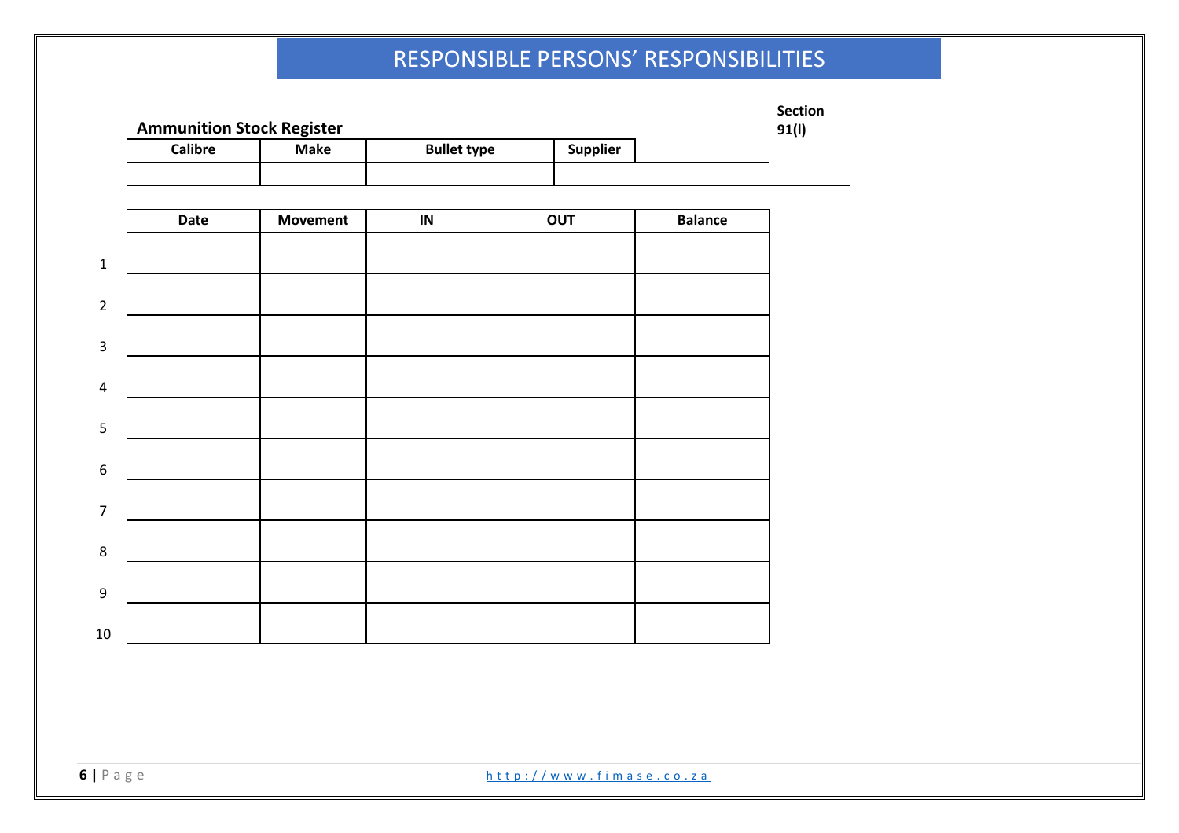# RESPONSIBLE PERSONS' RESPONSIBILITIES

**Section 91(l)**

**Ammunition Stock Register**

| Calibre | Make | Bullet type | Supplier |
|---|---|---|---|
| | | | |

| | Date | Movement | IN | OUT | Balance |
|---|---|---|---|---|---|
| 1 | | | | | |
| 2 | | | | | |
| 3 | | | | | |
| 4 | | | | | |
| 5 | | | | | |
| 6 | | | | | |
| 7 | | | | | |
| 8 | | | | | |
| 9 | | | | | |
| 10 | | | | | |

http://www.fimase.co.za